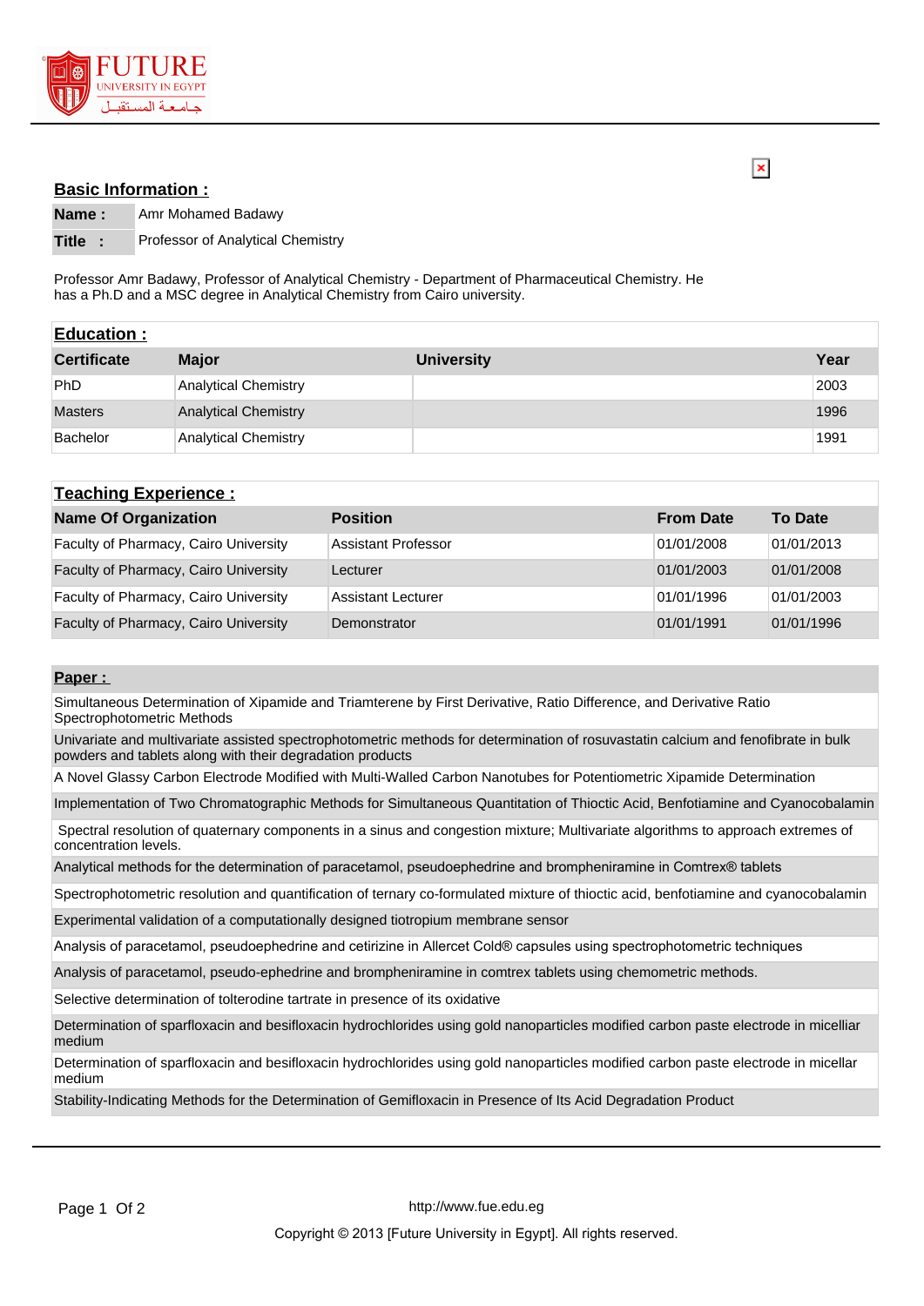## Basic Information :

| | |
|---|---|
| **Name :** | Amr Mohamed Badawy |
| **Title :** | Professor of Analytical Chemistry |

Professor Amr Badawy, Professor of Analytical Chemistry - Department of Pharmaceutical Chemistry. He has a Ph.D and a MSC degree in Analytical Chemistry from Cairo university.

## Education :

| Certificate | Major | University | Year |
|---|---|---|---|
| PhD | Analytical Chemistry | | 2003 |
| Masters | Analytical Chemistry | | 1996 |
| Bachelor | Analytical Chemistry | | 1991 |

## Teaching Experience :

| Name Of Organization | Position | From Date | To Date |
|---|---|---|---|
| Faculty of Pharmacy, Cairo University | Assistant Professor | 01/01/2008 | 01/01/2013 |
| Faculty of Pharmacy, Cairo University | Lecturer | 01/01/2003 | 01/01/2008 |
| Faculty of Pharmacy, Cairo University | Assistant Lecturer | 01/01/1996 | 01/01/2003 |
| Faculty of Pharmacy, Cairo University | Demonstrator | 01/01/1991 | 01/01/1996 |

## Paper :

- Simultaneous Determination of Xipamide and Triamterene by First Derivative, Ratio Difference, and Derivative Ratio Spectrophotometric Methods
- Univariate and multivariate assisted spectrophotometric methods for determination of rosuvastatin calcium and fenofibrate in bulk powders and tablets along with their degradation products
- A Novel Glassy Carbon Electrode Modified with Multi-Walled Carbon Nanotubes for Potentiometric Xipamide Determination
- Implementation of Two Chromatographic Methods for Simultaneous Quantitation of Thioctic Acid, Benfotiamine and Cyanocobalamin
- Spectral resolution of quaternary components in a sinus and congestion mixture; Multivariate algorithms to approach extremes of concentration levels.
- Analytical methods for the determination of paracetamol, pseudoephedrine and brompheniramine in Comtrex® tablets
- Spectrophotometric resolution and quantification of ternary co-formulated mixture of thioctic acid, benfotiamine and cyanocobalamin
- Experimental validation of a computationally designed tiotropium membrane sensor
- Analysis of paracetamol, pseudoephedrine and cetirizine in Allercet Cold® capsules using spectrophotometric techniques
- Analysis of paracetamol, pseudo-ephedrine and brompheniramine in comtrex tablets using chemometric methods.
- Selective determination of tolterodine tartrate in presence of its oxidative
- Determination of sparfloxacin and besifloxacin hydrochlorides using gold nanoparticles modified carbon paste electrode in micelliar medium
- Determination of sparfloxacin and besifloxacin hydrochlorides using gold nanoparticles modified carbon paste electrode in micellar medium
- Stability-Indicating Methods for the Determination of Gemifloxacin in Presence of Its Acid Degradation Product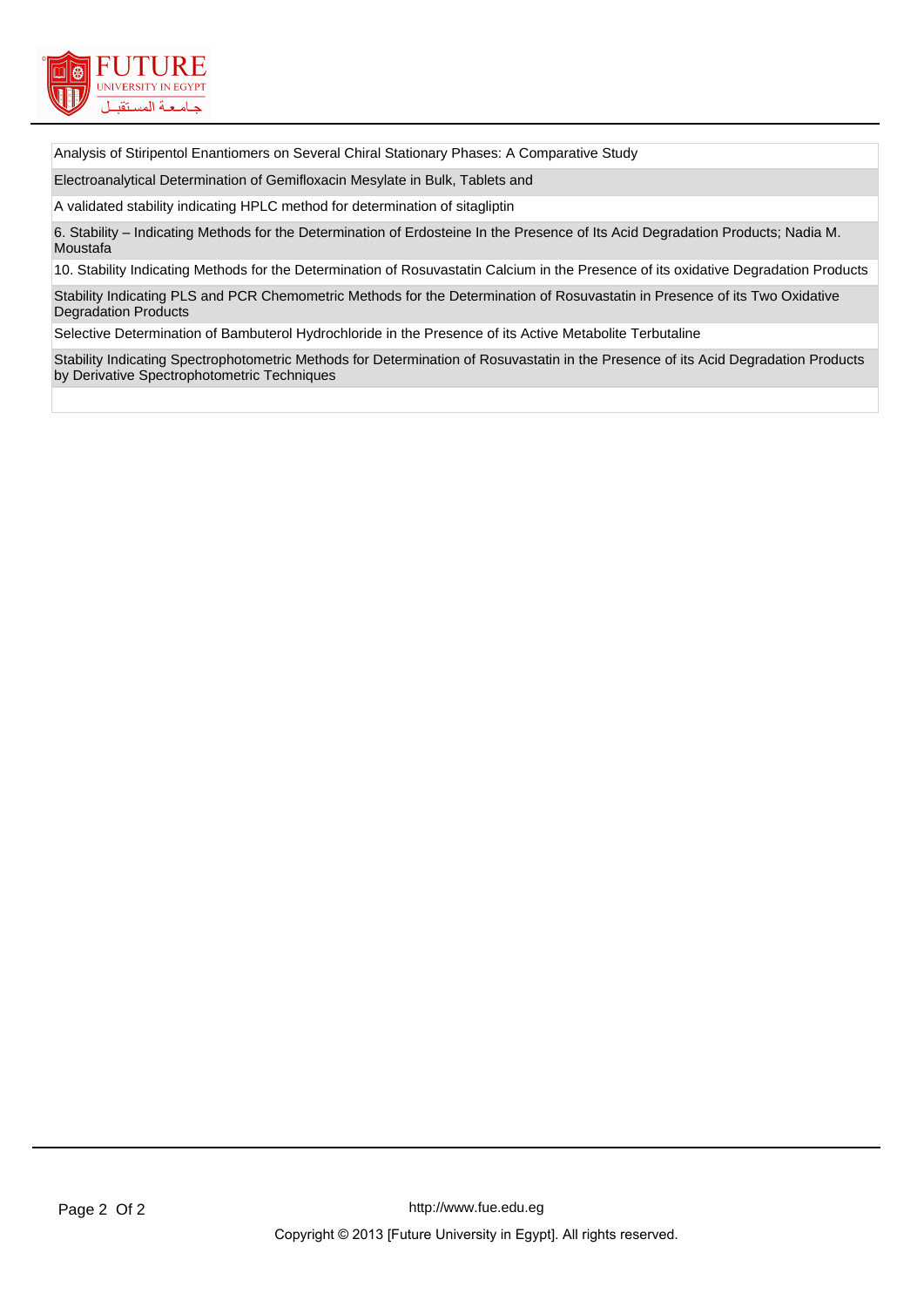| |
|---|
| Analysis of Stiripentol Enantiomers on Several Chiral Stationary Phases: A Comparative Study |
| Electroanalytical Determination of Gemifloxacin Mesylate in Bulk, Tablets and |
| A validated stability indicating HPLC method for determination of sitagliptin |
| 6. Stability – Indicating Methods for the Determination of Erdosteine In the Presence of Its Acid Degradation Products; Nadia M. Moustafa |
| 10. Stability Indicating Methods for the Determination of Rosuvastatin Calcium in the Presence of its oxidative Degradation Products |
| Stability Indicating PLS and PCR Chemometric Methods for the Determination of Rosuvastatin in Presence of its Two Oxidative Degradation Products |
| Selective Determination of Bambuterol Hydrochloride in the Presence of its Active Metabolite Terbutaline |
| Stability Indicating Spectrophotometric Methods for Determination of Rosuvastatin in the Presence of its Acid Degradation Products by Derivative Spectrophotometric Techniques |
| |